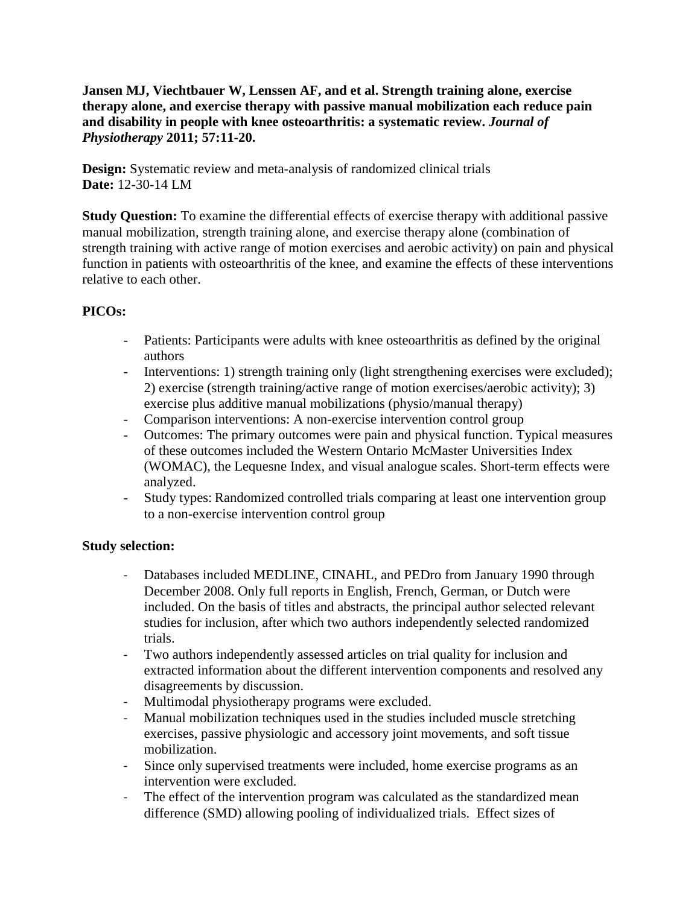**Jansen MJ, Viechtbauer W, Lenssen AF, and et al. Strength training alone, exercise therapy alone, and exercise therapy with passive manual mobilization each reduce pain and disability in people with knee osteoarthritis: a systematic review. *Journal of Physiotherapy* 2011; 57:11-20.**

**Design:** Systematic review and meta-analysis of randomized clinical trials
**Date:** 12-30-14 LM

**Study Question:** To examine the differential effects of exercise therapy with additional passive manual mobilization, strength training alone, and exercise therapy alone (combination of strength training with active range of motion exercises and aerobic activity) on pain and physical function in patients with osteoarthritis of the knee, and examine the effects of these interventions relative to each other.

**PICOs:**

- Patients: Participants were adults with knee osteoarthritis as defined by the original authors
- Interventions: 1) strength training only (light strengthening exercises were excluded); 2) exercise (strength training/active range of motion exercises/aerobic activity); 3) exercise plus additive manual mobilizations (physio/manual therapy)
- Comparison interventions: A non-exercise intervention control group
- Outcomes: The primary outcomes were pain and physical function. Typical measures of these outcomes included the Western Ontario McMaster Universities Index (WOMAC), the Lequesne Index, and visual analogue scales. Short-term effects were analyzed.
- Study types: Randomized controlled trials comparing at least one intervention group to a non-exercise intervention control group

**Study selection:**

- Databases included MEDLINE, CINAHL, and PEDro from January 1990 through December 2008. Only full reports in English, French, German, or Dutch were included. On the basis of titles and abstracts, the principal author selected relevant studies for inclusion, after which two authors independently selected randomized trials.
- Two authors independently assessed articles on trial quality for inclusion and extracted information about the different intervention components and resolved any disagreements by discussion.
- Multimodal physiotherapy programs were excluded.
- Manual mobilization techniques used in the studies included muscle stretching exercises, passive physiologic and accessory joint movements, and soft tissue mobilization.
- Since only supervised treatments were included, home exercise programs as an intervention were excluded.
- The effect of the intervention program was calculated as the standardized mean difference (SMD) allowing pooling of individualized trials. Effect sizes of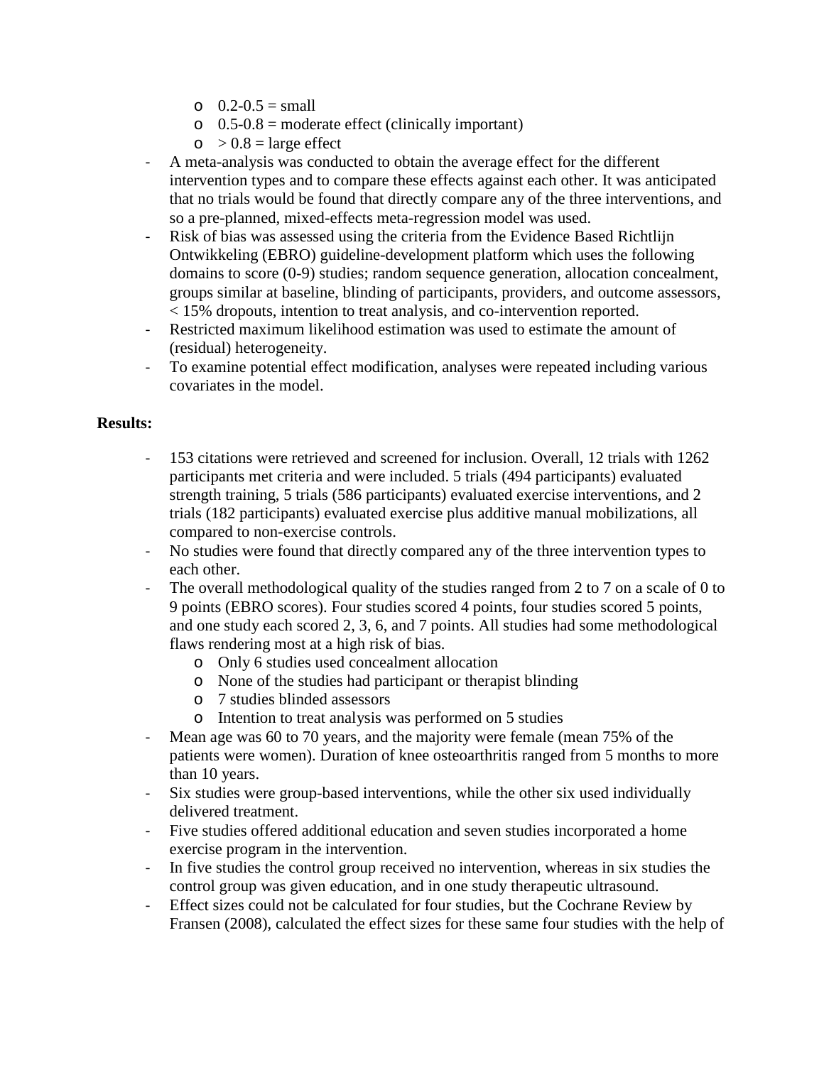- 0.2-0.5 = small
  - 0.5-0.8 = moderate effect (clinically important)
  - > 0.8 = large effect
- A meta-analysis was conducted to obtain the average effect for the different intervention types and to compare these effects against each other. It was anticipated that no trials would be found that directly compare any of the three interventions, and so a pre-planned, mixed-effects meta-regression model was used.
- Risk of bias was assessed using the criteria from the Evidence Based Richtlijn Ontwikkeling (EBRO) guideline-development platform which uses the following domains to score (0-9) studies; random sequence generation, allocation concealment, groups similar at baseline, blinding of participants, providers, and outcome assessors, < 15% dropouts, intention to treat analysis, and co-intervention reported.
- Restricted maximum likelihood estimation was used to estimate the amount of (residual) heterogeneity.
- To examine potential effect modification, analyses were repeated including various covariates in the model.

**Results:**

- 153 citations were retrieved and screened for inclusion. Overall, 12 trials with 1262 participants met criteria and were included. 5 trials (494 participants) evaluated strength training, 5 trials (586 participants) evaluated exercise interventions, and 2 trials (182 participants) evaluated exercise plus additive manual mobilizations, all compared to non-exercise controls.
- No studies were found that directly compared any of the three intervention types to each other.
- The overall methodological quality of the studies ranged from 2 to 7 on a scale of 0 to 9 points (EBRO scores). Four studies scored 4 points, four studies scored 5 points, and one study each scored 2, 3, 6, and 7 points. All studies had some methodological flaws rendering most at a high risk of bias.
  - Only 6 studies used concealment allocation
  - None of the studies had participant or therapist blinding
  - 7 studies blinded assessors
  - Intention to treat analysis was performed on 5 studies
- Mean age was 60 to 70 years, and the majority were female (mean 75% of the patients were women). Duration of knee osteoarthritis ranged from 5 months to more than 10 years.
- Six studies were group-based interventions, while the other six used individually delivered treatment.
- Five studies offered additional education and seven studies incorporated a home exercise program in the intervention.
- In five studies the control group received no intervention, whereas in six studies the control group was given education, and in one study therapeutic ultrasound.
- Effect sizes could not be calculated for four studies, but the Cochrane Review by Fransen (2008), calculated the effect sizes for these same four studies with the help of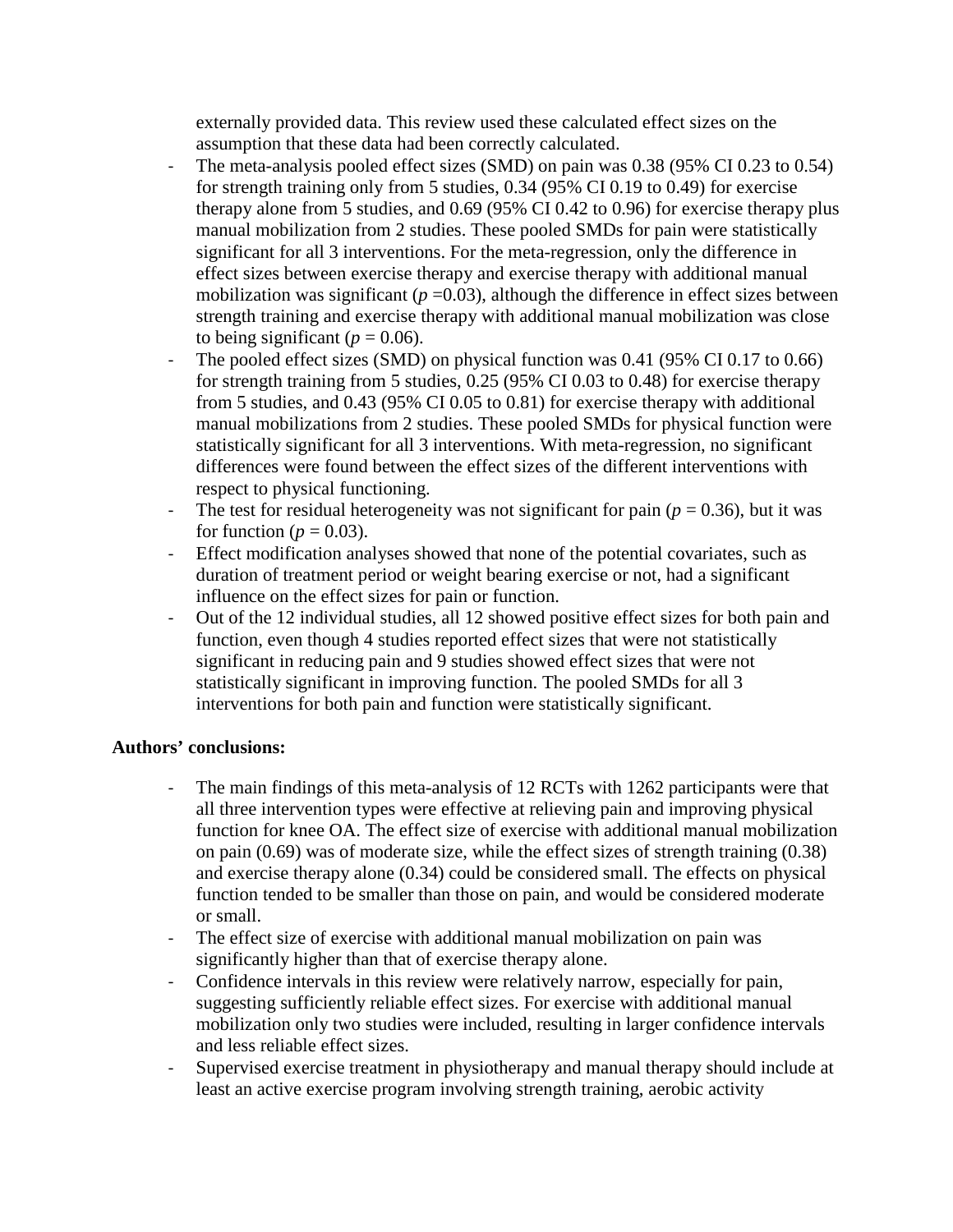externally provided data. This review used these calculated effect sizes on the assumption that these data had been correctly calculated.

- The meta-analysis pooled effect sizes (SMD) on pain was 0.38 (95% CI 0.23 to 0.54) for strength training only from 5 studies, 0.34 (95% CI 0.19 to 0.49) for exercise therapy alone from 5 studies, and 0.69 (95% CI 0.42 to 0.96) for exercise therapy plus manual mobilization from 2 studies. These pooled SMDs for pain were statistically significant for all 3 interventions. For the meta-regression, only the difference in effect sizes between exercise therapy and exercise therapy with additional manual mobilization was significant ($p$ =0.03), although the difference in effect sizes between strength training and exercise therapy with additional manual mobilization was close to being significant ($p$ = 0.06).
- The pooled effect sizes (SMD) on physical function was 0.41 (95% CI 0.17 to 0.66) for strength training from 5 studies, 0.25 (95% CI 0.03 to 0.48) for exercise therapy from 5 studies, and 0.43 (95% CI 0.05 to 0.81) for exercise therapy with additional manual mobilizations from 2 studies. These pooled SMDs for physical function were statistically significant for all 3 interventions. With meta-regression, no significant differences were found between the effect sizes of the different interventions with respect to physical functioning.
- The test for residual heterogeneity was not significant for pain ($p$ = 0.36), but it was for function ($p$ = 0.03).
- Effect modification analyses showed that none of the potential covariates, such as duration of treatment period or weight bearing exercise or not, had a significant influence on the effect sizes for pain or function.
- Out of the 12 individual studies, all 12 showed positive effect sizes for both pain and function, even though 4 studies reported effect sizes that were not statistically significant in reducing pain and 9 studies showed effect sizes that were not statistically significant in improving function. The pooled SMDs for all 3 interventions for both pain and function were statistically significant.

**Authors' conclusions:**

- The main findings of this meta-analysis of 12 RCTs with 1262 participants were that all three intervention types were effective at relieving pain and improving physical function for knee OA. The effect size of exercise with additional manual mobilization on pain (0.69) was of moderate size, while the effect sizes of strength training (0.38) and exercise therapy alone (0.34) could be considered small. The effects on physical function tended to be smaller than those on pain, and would be considered moderate or small.
- The effect size of exercise with additional manual mobilization on pain was significantly higher than that of exercise therapy alone.
- Confidence intervals in this review were relatively narrow, especially for pain, suggesting sufficiently reliable effect sizes. For exercise with additional manual mobilization only two studies were included, resulting in larger confidence intervals and less reliable effect sizes.
- Supervised exercise treatment in physiotherapy and manual therapy should include at least an active exercise program involving strength training, aerobic activity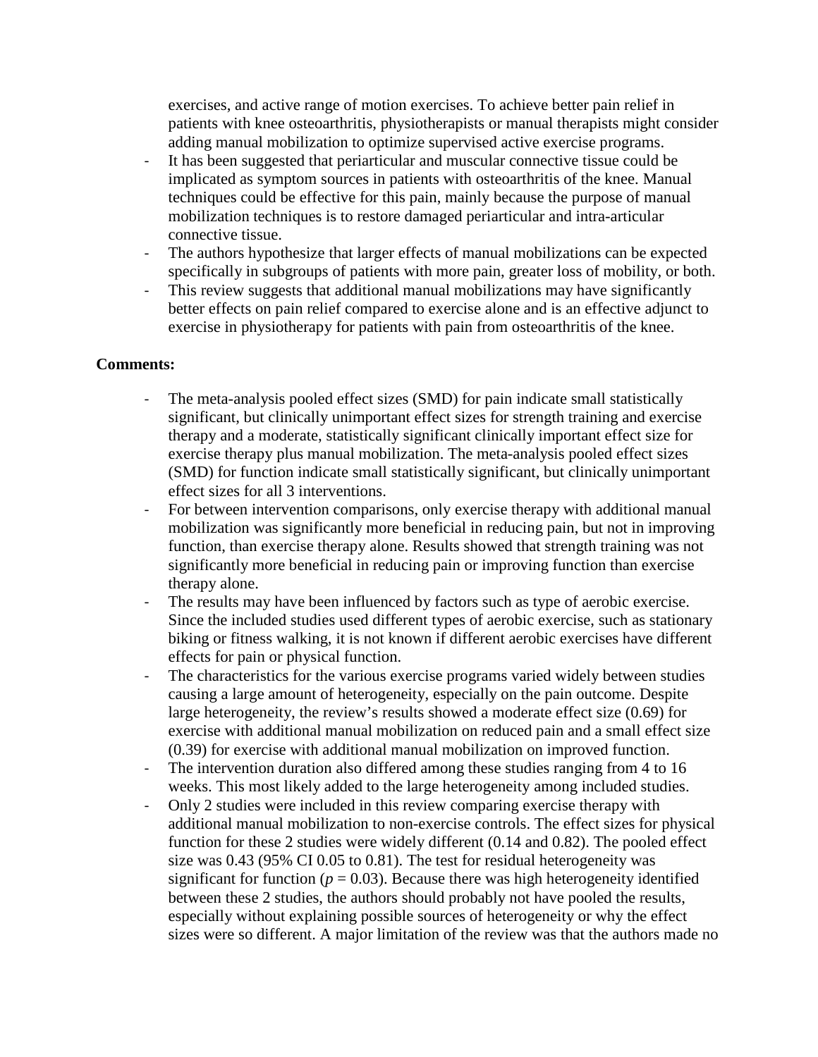exercises, and active range of motion exercises. To achieve better pain relief in patients with knee osteoarthritis, physiotherapists or manual therapists might consider adding manual mobilization to optimize supervised active exercise programs.

- It has been suggested that periarticular and muscular connective tissue could be implicated as symptom sources in patients with osteoarthritis of the knee. Manual techniques could be effective for this pain, mainly because the purpose of manual mobilization techniques is to restore damaged periarticular and intra-articular connective tissue.
- The authors hypothesize that larger effects of manual mobilizations can be expected specifically in subgroups of patients with more pain, greater loss of mobility, or both.
- This review suggests that additional manual mobilizations may have significantly better effects on pain relief compared to exercise alone and is an effective adjunct to exercise in physiotherapy for patients with pain from osteoarthritis of the knee.

**Comments:**

- The meta-analysis pooled effect sizes (SMD) for pain indicate small statistically significant, but clinically unimportant effect sizes for strength training and exercise therapy and a moderate, statistically significant clinically important effect size for exercise therapy plus manual mobilization. The meta-analysis pooled effect sizes (SMD) for function indicate small statistically significant, but clinically unimportant effect sizes for all 3 interventions.
- For between intervention comparisons, only exercise therapy with additional manual mobilization was significantly more beneficial in reducing pain, but not in improving function, than exercise therapy alone. Results showed that strength training was not significantly more beneficial in reducing pain or improving function than exercise therapy alone.
- The results may have been influenced by factors such as type of aerobic exercise. Since the included studies used different types of aerobic exercise, such as stationary biking or fitness walking, it is not known if different aerobic exercises have different effects for pain or physical function.
- The characteristics for the various exercise programs varied widely between studies causing a large amount of heterogeneity, especially on the pain outcome. Despite large heterogeneity, the review's results showed a moderate effect size (0.69) for exercise with additional manual mobilization on reduced pain and a small effect size (0.39) for exercise with additional manual mobilization on improved function.
- The intervention duration also differed among these studies ranging from 4 to 16 weeks. This most likely added to the large heterogeneity among included studies.
- Only 2 studies were included in this review comparing exercise therapy with additional manual mobilization to non-exercise controls. The effect sizes for physical function for these 2 studies were widely different (0.14 and 0.82). The pooled effect size was 0.43 (95% CI 0.05 to 0.81). The test for residual heterogeneity was significant for function ($p = 0.03$). Because there was high heterogeneity identified between these 2 studies, the authors should probably not have pooled the results, especially without explaining possible sources of heterogeneity or why the effect sizes were so different. A major limitation of the review was that the authors made no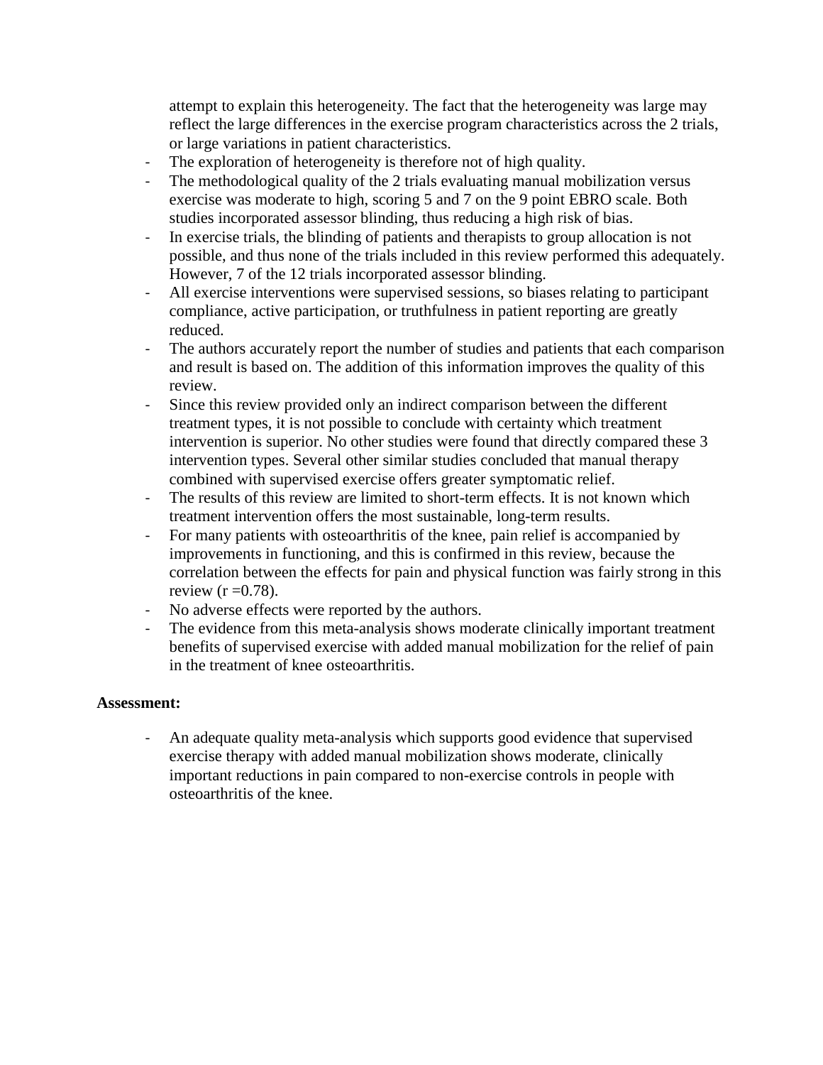attempt to explain this heterogeneity. The fact that the heterogeneity was large may reflect the large differences in the exercise program characteristics across the 2 trials, or large variations in patient characteristics.

- The exploration of heterogeneity is therefore not of high quality.
- The methodological quality of the 2 trials evaluating manual mobilization versus exercise was moderate to high, scoring 5 and 7 on the 9 point EBRO scale. Both studies incorporated assessor blinding, thus reducing a high risk of bias.
- In exercise trials, the blinding of patients and therapists to group allocation is not possible, and thus none of the trials included in this review performed this adequately. However, 7 of the 12 trials incorporated assessor blinding.
- All exercise interventions were supervised sessions, so biases relating to participant compliance, active participation, or truthfulness in patient reporting are greatly reduced.
- The authors accurately report the number of studies and patients that each comparison and result is based on. The addition of this information improves the quality of this review.
- Since this review provided only an indirect comparison between the different treatment types, it is not possible to conclude with certainty which treatment intervention is superior. No other studies were found that directly compared these 3 intervention types. Several other similar studies concluded that manual therapy combined with supervised exercise offers greater symptomatic relief.
- The results of this review are limited to short-term effects. It is not known which treatment intervention offers the most sustainable, long-term results.
- For many patients with osteoarthritis of the knee, pain relief is accompanied by improvements in functioning, and this is confirmed in this review, because the correlation between the effects for pain and physical function was fairly strong in this review ($r = 0.78$).
- No adverse effects were reported by the authors.
- The evidence from this meta-analysis shows moderate clinically important treatment benefits of supervised exercise with added manual mobilization for the relief of pain in the treatment of knee osteoarthritis.

**Assessment:**

- An adequate quality meta-analysis which supports good evidence that supervised exercise therapy with added manual mobilization shows moderate, clinically important reductions in pain compared to non-exercise controls in people with osteoarthritis of the knee.